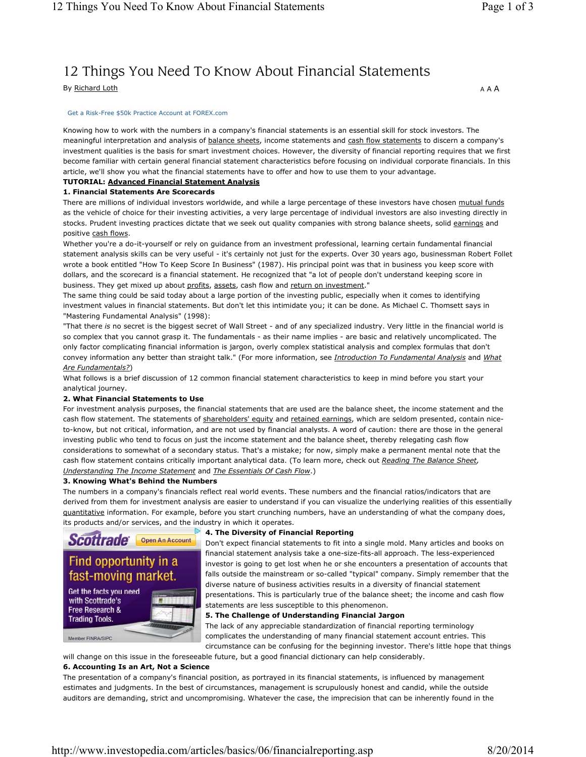# 12 Things You Need To Know About Financial Statements

By Richard Loth

Get a Risk-Free $50k Practice Account at FOREX.com

Knowing how to work with the numbers in a company's financial statements is an essential skill for stock investors. The meaningful interpretation and analysis of balance sheets, income statements and cash flow statements to discern a company's investment qualities is the basis for smart investment choices. However, the diversity of financial reporting requires that we first become familiar with certain general financial statement characteristics before focusing on individual corporate financials. In this article, we'll show you what the financial statements have to offer and how to use them to your advantage.

**TUTORIAL: Advanced Financial Statement Analysis**

**1. Financial Statements Are Scorecards**

There are millions of individual investors worldwide, and while a large percentage of these investors have chosen mutual funds as the vehicle of choice for their investing activities, a very large percentage of individual investors are also investing directly in stocks. Prudent investing practices dictate that we seek out quality companies with strong balance sheets, solid earnings and positive cash flows.

Whether you're a do-it-yourself or rely on guidance from an investment professional, learning certain fundamental financial statement analysis skills can be very useful - it's certainly not just for the experts. Over 30 years ago, businessman Robert Follet wrote a book entitled "How To Keep Score In Business" (1987). His principal point was that in business you keep score with dollars, and the scorecard is a financial statement. He recognized that "a lot of people don't understand keeping score in business. They get mixed up about profits, assets, cash flow and return on investment."

The same thing could be said today about a large portion of the investing public, especially when it comes to identifying investment values in financial statements. But don't let this intimidate you; it can be done. As Michael C. Thomsett says in "Mastering Fundamental Analysis" (1998):

"That there *is* no secret is the biggest secret of Wall Street - and of any specialized industry. Very little in the financial world is so complex that you cannot grasp it. The fundamentals - as their name implies - are basic and relatively uncomplicated. The only factor complicating financial information is jargon, overly complex statistical analysis and complex formulas that don't convey information any better than straight talk." (For more information, see *Introduction To Fundamental Analysis* and *What Are Fundamentals?*)

What follows is a brief discussion of 12 common financial statement characteristics to keep in mind before you start your analytical journey.

**2. What Financial Statements to Use**

For investment analysis purposes, the financial statements that are used are the balance sheet, the income statement and the cash flow statement. The statements of shareholders' equity and retained earnings, which are seldom presented, contain nice-to-know, but not critical, information, and are not used by financial analysts. A word of caution: there are those in the general investing public who tend to focus on just the income statement and the balance sheet, thereby relegating cash flow considerations to somewhat of a secondary status. That's a mistake; for now, simply make a permanent mental note that the cash flow statement contains critically important analytical data. (To learn more, check out *Reading The Balance Sheet, Understanding The Income Statement* and *The Essentials Of Cash Flow*.)

**3. Knowing What's Behind the Numbers**

The numbers in a company's financials reflect real world events. These numbers and the financial ratios/indicators that are derived from them for investment analysis are easier to understand if you can visualize the underlying realities of this essentially quantitative information. For example, before you start crunching numbers, have an understanding of what the company does, its products and/or services, and the industry in which it operates.

**4. The Diversity of Financial Reporting**

Don't expect financial statements to fit into a single mold. Many articles and books on financial statement analysis take a one-size-fits-all approach. The less-experienced investor is going to get lost when he or she encounters a presentation of accounts that falls outside the mainstream or so-called "typical" company. Simply remember that the diverse nature of business activities results in a diversity of financial statement presentations. This is particularly true of the balance sheet; the income and cash flow statements are less susceptible to this phenomenon.

**5. The Challenge of Understanding Financial Jargon**

The lack of any appreciable standardization of financial reporting terminology complicates the understanding of many financial statement account entries. This circumstance can be confusing for the beginning investor. There's little hope that things will change on this issue in the foreseeable future, but a good financial dictionary can help considerably.

**6. Accounting Is an Art, Not a Science**

The presentation of a company's financial position, as portrayed in its financial statements, is influenced by management estimates and judgments. In the best of circumstances, management is scrupulously honest and candid, while the outside auditors are demanding, strict and uncompromising. Whatever the case, the imprecision that can be inherently found in the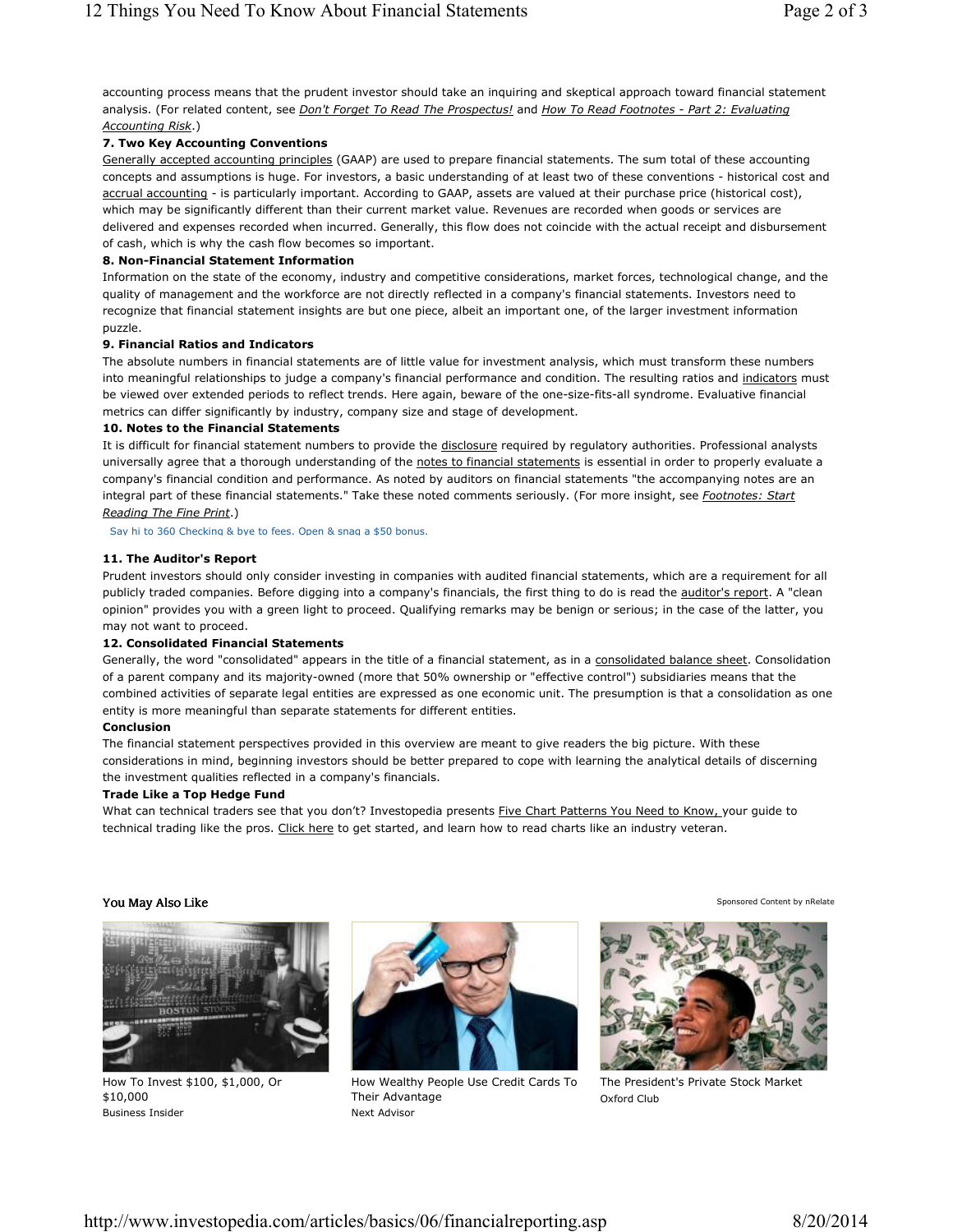accounting process means that the prudent investor should take an inquiring and skeptical approach toward financial statement analysis. (For related content, see *Don't Forget To Read The Prospectus!* and *How To Read Footnotes - Part 2: Evaluating Accounting Risk*.)

**7. Two Key Accounting Conventions**

Generally accepted accounting principles (GAAP) are used to prepare financial statements. The sum total of these accounting concepts and assumptions is huge. For investors, a basic understanding of at least two of these conventions - historical cost and accrual accounting - is particularly important. According to GAAP, assets are valued at their purchase price (historical cost), which may be significantly different than their current market value. Revenues are recorded when goods or services are delivered and expenses recorded when incurred. Generally, this flow does not coincide with the actual receipt and disbursement of cash, which is why the cash flow becomes so important.

**8. Non-Financial Statement Information**

Information on the state of the economy, industry and competitive considerations, market forces, technological change, and the quality of management and the workforce are not directly reflected in a company's financial statements. Investors need to recognize that financial statement insights are but one piece, albeit an important one, of the larger investment information puzzle.

**9. Financial Ratios and Indicators**

The absolute numbers in financial statements are of little value for investment analysis, which must transform these numbers into meaningful relationships to judge a company's financial performance and condition. The resulting ratios and indicators must be viewed over extended periods to reflect trends. Here again, beware of the one-size-fits-all syndrome. Evaluative financial metrics can differ significantly by industry, company size and stage of development.

**10. Notes to the Financial Statements**

It is difficult for financial statement numbers to provide the disclosure required by regulatory authorities. Professional analysts universally agree that a thorough understanding of the notes to financial statements is essential in order to properly evaluate a company's financial condition and performance. As noted by auditors on financial statements "the accompanying notes are an integral part of these financial statements." Take these noted comments seriously. (For more insight, see *Footnotes: Start Reading The Fine Print*.)

Say hi to 360 Checking & bye to fees. Open & snag a $50 bonus.

**11. The Auditor's Report**

Prudent investors should only consider investing in companies with audited financial statements, which are a requirement for all publicly traded companies. Before digging into a company's financials, the first thing to do is read the auditor's report. A "clean opinion" provides you with a green light to proceed. Qualifying remarks may be benign or serious; in the case of the latter, you may not want to proceed.

**12. Consolidated Financial Statements**

Generally, the word "consolidated" appears in the title of a financial statement, as in a consolidated balance sheet. Consolidation of a parent company and its majority-owned (more that 50% ownership or "effective control") subsidiaries means that the combined activities of separate legal entities are expressed as one economic unit. The presumption is that a consolidation as one entity is more meaningful than separate statements for different entities.

**Conclusion**

The financial statement perspectives provided in this overview are meant to give readers the big picture. With these considerations in mind, beginning investors should be better prepared to cope with learning the analytical details of discerning the investment qualities reflected in a company's financials.

**Trade Like a Top Hedge Fund**

What can technical traders see that you don't? Investopedia presents Five Chart Patterns You Need to Know, your guide to technical trading like the pros. Click here to get started, and learn how to read charts like an industry veteran.

You May Also Like

Sponsored Content by nRelate

How To Invest $100, $1,000, Or $10,000
Business Insider

How Wealthy People Use Credit Cards To Their Advantage
Next Advisor

The President's Private Stock Market
Oxford Club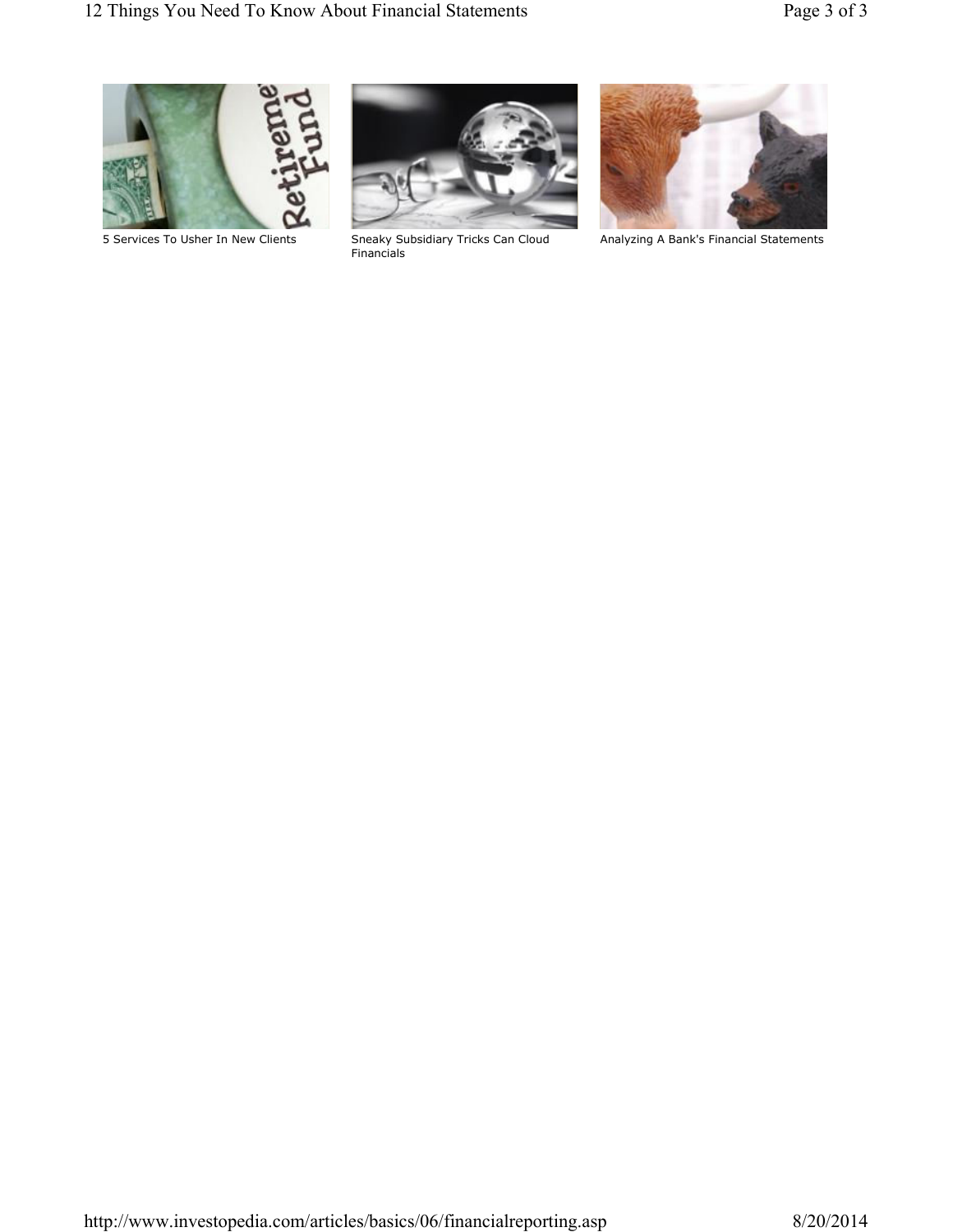5 Services To Usher In New Clients

Sneaky Subsidiary Tricks Can Cloud Financials

Analyzing A Bank's Financial Statements